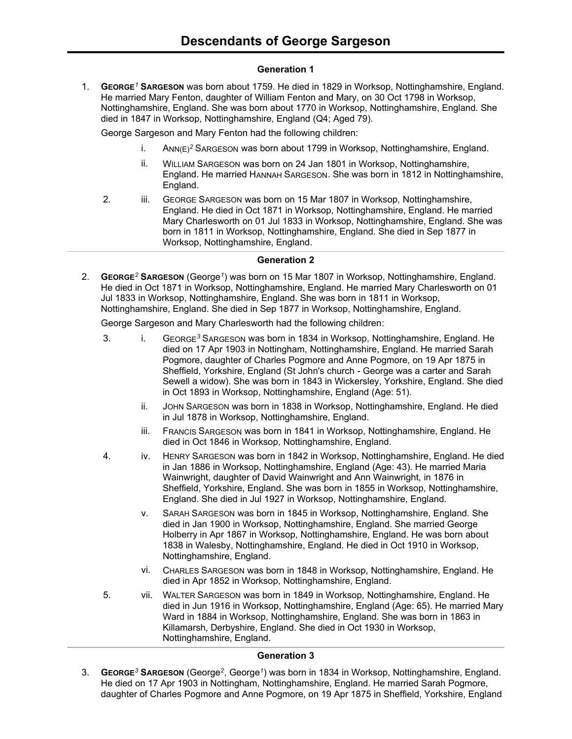# Descendants of George Sargeson

## Generation 1

1. **GEORGE[1] SARGESON** was born about 1759. He died in 1829 in Worksop, Nottinghamshire, England. He married Mary Fenton, daughter of William Fenton and Mary, on 30 Oct 1798 in Worksop, Nottinghamshire, England. She was born about 1770 in Worksop, Nottinghamshire, England. She died in 1847 in Worksop, Nottinghamshire, England (Q4; Aged 79).

   George Sargeson and Mary Fenton had the following children:

   - i. ANN(E)[2] SARGESON was born about 1799 in Worksop, Nottinghamshire, England.
   - ii. WILLIAM SARGESON was born on 24 Jan 1801 in Worksop, Nottinghamshire, England. He married HANNAH SARGESON. She was born in 1812 in Nottinghamshire, England.
   - 2. iii. GEORGE SARGESON was born on 15 Mar 1807 in Worksop, Nottinghamshire, England. He died in Oct 1871 in Worksop, Nottinghamshire, England. He married Mary Charlesworth on 01 Jul 1833 in Worksop, Nottinghamshire, England. She was born in 1811 in Worksop, Nottinghamshire, England. She died in Sep 1877 in Worksop, Nottinghamshire, England.

## Generation 2

2. **GEORGE[2] SARGESON** (George[1]) was born on 15 Mar 1807 in Worksop, Nottinghamshire, England. He died in Oct 1871 in Worksop, Nottinghamshire, England. He married Mary Charlesworth on 01 Jul 1833 in Worksop, Nottinghamshire, England. She was born in 1811 in Worksop, Nottinghamshire, England. She died in Sep 1877 in Worksop, Nottinghamshire, England.

   George Sargeson and Mary Charlesworth had the following children:

   - 3. i. GEORGE[3] SARGESON was born in 1834 in Worksop, Nottinghamshire, England. He died on 17 Apr 1903 in Nottingham, Nottinghamshire, England. He married Sarah Pogmore, daughter of Charles Pogmore and Anne Pogmore, on 19 Apr 1875 in Sheffield, Yorkshire, England (St John's church - George was a carter and Sarah Sewell a widow). She was born in 1843 in Wickersley, Yorkshire, England. She died in Oct 1893 in Worksop, Nottinghamshire, England (Age: 51).
   - ii. JOHN SARGESON was born in 1838 in Worksop, Nottinghamshire, England. He died in Jul 1878 in Worksop, Nottinghamshire, England.
   - iii. FRANCIS SARGESON was born in 1841 in Worksop, Nottinghamshire, England. He died in Oct 1846 in Worksop, Nottinghamshire, England.
   - 4. iv. HENRY SARGESON was born in 1842 in Worksop, Nottinghamshire, England. He died in Jan 1886 in Worksop, Nottinghamshire, England (Age: 43). He married Maria Wainwright, daughter of David Wainwright and Ann Wainwright, in 1876 in Sheffield, Yorkshire, England. She was born in 1855 in Worksop, Nottinghamshire, England. She died in Jul 1927 in Worksop, Nottinghamshire, England.
   - v. SARAH SARGESON was born in 1845 in Worksop, Nottinghamshire, England. She died in Jan 1900 in Worksop, Nottinghamshire, England. She married George Holberry in Apr 1867 in Worksop, Nottinghamshire, England. He was born about 1838 in Walesby, Nottinghamshire, England. He died in Oct 1910 in Worksop, Nottinghamshire, England.
   - vi. CHARLES SARGESON was born in 1848 in Worksop, Nottinghamshire, England. He died in Apr 1852 in Worksop, Nottinghamshire, England.
   - 5. vii. WALTER SARGESON was born in 1849 in Worksop, Nottinghamshire, England. He died in Jun 1916 in Worksop, Nottinghamshire, England (Age: 65). He married Mary Ward in 1884 in Worksop, Nottinghamshire, England. She was born in 1863 in Killamarsh, Derbyshire, England. She died in Oct 1930 in Worksop, Nottinghamshire, England.

## Generation 3

3. **GEORGE[3] SARGESON** (George[2], George[1]) was born in 1834 in Worksop, Nottinghamshire, England. He died on 17 Apr 1903 in Nottingham, Nottinghamshire, England. He married Sarah Pogmore, daughter of Charles Pogmore and Anne Pogmore, on 19 Apr 1875 in Sheffield, Yorkshire, England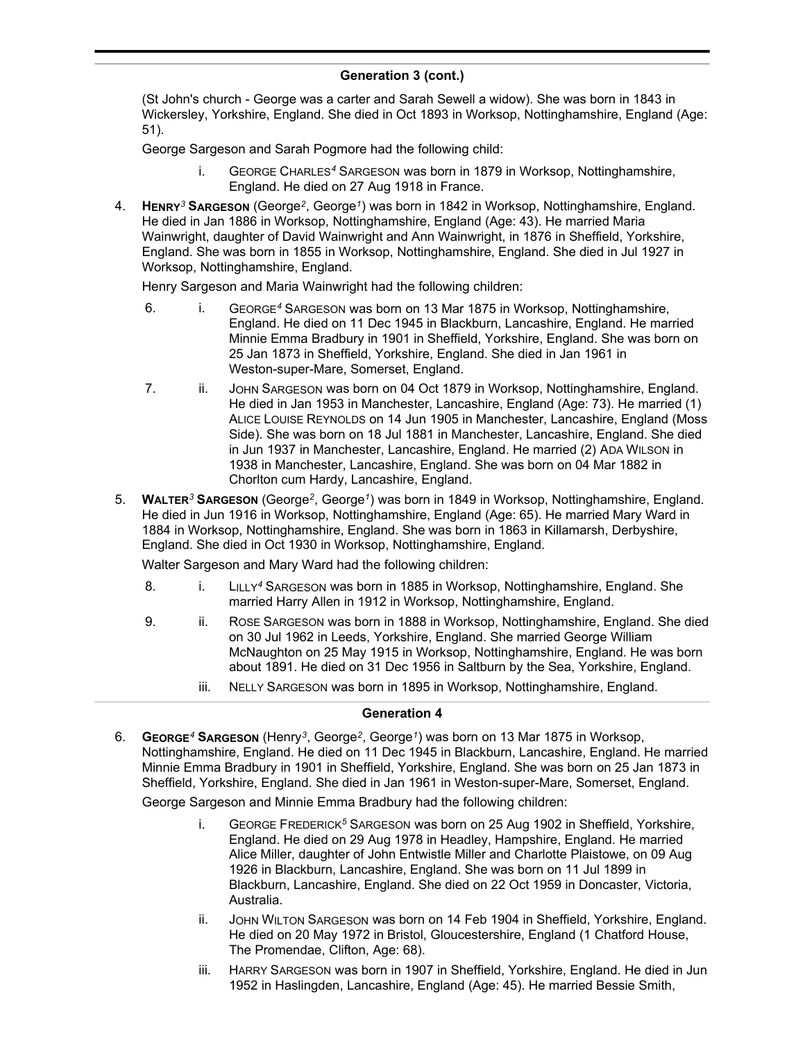## Generation 3 (cont.)

(St John's church - George was a carter and Sarah Sewell a widow). She was born in 1843 in Wickersley, Yorkshire, England. She died in Oct 1893 in Worksop, Nottinghamshire, England (Age: 51).

George Sargeson and Sarah Pogmore had the following child:

- i. GEORGE CHARLES[4] SARGESON was born in 1879 in Worksop, Nottinghamshire, England. He died on 27 Aug 1918 in France.

4. **HENRY[3] SARGESON** (George[2], George[1]) was born in 1842 in Worksop, Nottinghamshire, England. He died in Jan 1886 in Worksop, Nottinghamshire, England (Age: 43). He married Maria Wainwright, daughter of David Wainwright and Ann Wainwright, in 1876 in Sheffield, Yorkshire, England. She was born in 1855 in Worksop, Nottinghamshire, England. She died in Jul 1927 in Worksop, Nottinghamshire, England.

   Henry Sargeson and Maria Wainwright had the following children:

   - 6. i. GEORGE[4] SARGESON was born on 13 Mar 1875 in Worksop, Nottinghamshire, England. He died on 11 Dec 1945 in Blackburn, Lancashire, England. He married Minnie Emma Bradbury in 1901 in Sheffield, Yorkshire, England. She was born on 25 Jan 1873 in Sheffield, Yorkshire, England. She died in Jan 1961 in Weston-super-Mare, Somerset, England.
   - 7. ii. JOHN SARGESON was born on 04 Oct 1879 in Worksop, Nottinghamshire, England. He died in Jan 1953 in Manchester, Lancashire, England (Age: 73). He married (1) ALICE LOUISE REYNOLDS on 14 Jun 1905 in Manchester, Lancashire, England (Moss Side). She was born on 18 Jul 1881 in Manchester, Lancashire, England. She died in Jun 1937 in Manchester, Lancashire, England. He married (2) ADA WILSON in 1938 in Manchester, Lancashire, England. She was born on 04 Mar 1882 in Chorlton cum Hardy, Lancashire, England.

5. **WALTER[3] SARGESON** (George[2], George[1]) was born in 1849 in Worksop, Nottinghamshire, England. He died in Jun 1916 in Worksop, Nottinghamshire, England (Age: 65). He married Mary Ward in 1884 in Worksop, Nottinghamshire, England. She was born in 1863 in Killamarsh, Derbyshire, England. She died in Oct 1930 in Worksop, Nottinghamshire, England.

   Walter Sargeson and Mary Ward had the following children:

   - 8. i. LILLY[4] SARGESON was born in 1885 in Worksop, Nottinghamshire, England. She married Harry Allen in 1912 in Worksop, Nottinghamshire, England.
   - 9. ii. ROSE SARGESON was born in 1888 in Worksop, Nottinghamshire, England. She died on 30 Jul 1962 in Leeds, Yorkshire, England. She married George William McNaughton on 25 May 1915 in Worksop, Nottinghamshire, England. He was born about 1891. He died on 31 Dec 1956 in Saltburn by the Sea, Yorkshire, England.
   - iii. NELLY SARGESON was born in 1895 in Worksop, Nottinghamshire, England.

## Generation 4

6. **GEORGE[4] SARGESON** (Henry[3], George[2], George[1]) was born on 13 Mar 1875 in Worksop, Nottinghamshire, England. He died on 11 Dec 1945 in Blackburn, Lancashire, England. He married Minnie Emma Bradbury in 1901 in Sheffield, Yorkshire, England. She was born on 25 Jan 1873 in Sheffield, Yorkshire, England. She died in Jan 1961 in Weston-super-Mare, Somerset, England.

   George Sargeson and Minnie Emma Bradbury had the following children:

   - i. GEORGE FREDERICK[5] SARGESON was born on 25 Aug 1902 in Sheffield, Yorkshire, England. He died on 29 Aug 1978 in Headley, Hampshire, England. He married Alice Miller, daughter of John Entwistle Miller and Charlotte Plaistowe, on 09 Aug 1926 in Blackburn, Lancashire, England. She was born on 11 Jul 1899 in Blackburn, Lancashire, England. She died on 22 Oct 1959 in Doncaster, Victoria, Australia.
   - ii. JOHN WILTON SARGESON was born on 14 Feb 1904 in Sheffield, Yorkshire, England. He died on 20 May 1972 in Bristol, Gloucestershire, England (1 Chatford House, The Promendae, Clifton, Age: 68).
   - iii. HARRY SARGESON was born in 1907 in Sheffield, Yorkshire, England. He died in Jun 1952 in Haslingden, Lancashire, England (Age: 45). He married Bessie Smith,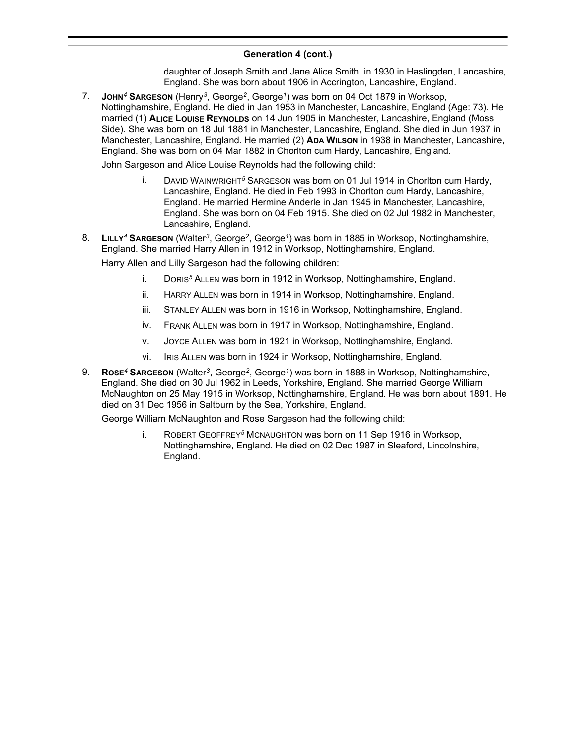## Generation 4 (cont.)

daughter of Joseph Smith and Jane Alice Smith, in 1930 in Haslingden, Lancashire, England. She was born about 1906 in Accrington, Lancashire, England.

7. **JOHN[4] SARGESON** (Henry[3], George[2], George[1]) was born on 04 Oct 1879 in Worksop, Nottinghamshire, England. He died in Jan 1953 in Manchester, Lancashire, England (Age: 73). He married (1) **ALICE LOUISE REYNOLDS** on 14 Jun 1905 in Manchester, Lancashire, England (Moss Side). She was born on 18 Jul 1881 in Manchester, Lancashire, England. She died in Jun 1937 in Manchester, Lancashire, England. He married (2) **ADA WILSON** in 1938 in Manchester, Lancashire, England. She was born on 04 Mar 1882 in Chorlton cum Hardy, Lancashire, England.

   John Sargeson and Alice Louise Reynolds had the following child:

   i. DAVID WAINWRIGHT[5] SARGESON was born on 01 Jul 1914 in Chorlton cum Hardy, Lancashire, England. He died in Feb 1993 in Chorlton cum Hardy, Lancashire, England. He married Hermine Anderle in Jan 1945 in Manchester, Lancashire, England. She was born on 04 Feb 1915. She died on 02 Jul 1982 in Manchester, Lancashire, England.

8. **LILLY[4] SARGESON** (Walter[3], George[2], George[1]) was born in 1885 in Worksop, Nottinghamshire, England. She married Harry Allen in 1912 in Worksop, Nottinghamshire, England.

   Harry Allen and Lilly Sargeson had the following children:

   i. DORIS[5] ALLEN was born in 1912 in Worksop, Nottinghamshire, England.

   ii. HARRY ALLEN was born in 1914 in Worksop, Nottinghamshire, England.

   iii. STANLEY ALLEN was born in 1916 in Worksop, Nottinghamshire, England.

   iv. FRANK ALLEN was born in 1917 in Worksop, Nottinghamshire, England.

   v. JOYCE ALLEN was born in 1921 in Worksop, Nottinghamshire, England.

   vi. IRIS ALLEN was born in 1924 in Worksop, Nottinghamshire, England.

9. **ROSE[4] SARGESON** (Walter[3], George[2], George[1]) was born in 1888 in Worksop, Nottinghamshire, England. She died on 30 Jul 1962 in Leeds, Yorkshire, England. She married George William McNaughton on 25 May 1915 in Worksop, Nottinghamshire, England. He was born about 1891. He died on 31 Dec 1956 in Saltburn by the Sea, Yorkshire, England.

   George William McNaughton and Rose Sargeson had the following child:

   i. ROBERT GEOFFREY[5] MCNAUGHTON was born on 11 Sep 1916 in Worksop, Nottinghamshire, England. He died on 02 Dec 1987 in Sleaford, Lincolnshire, England.